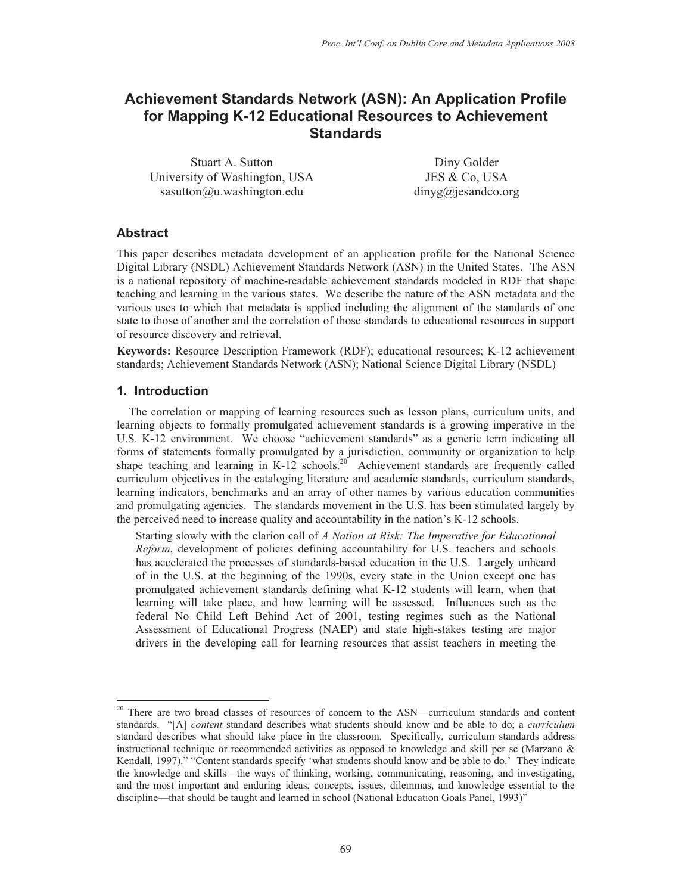# Achievement Standards Network (ASN): An Application Profile for Mapping K-12 Educational Resources to Achievement Standards

Stuart A. Sutton
University of Washington, USA
sasutton@u.washington.edu

Diny Golder
JES & Co, USA
dinyg@jesandco.org

## Abstract

This paper describes metadata development of an application profile for the National Science Digital Library (NSDL) Achievement Standards Network (ASN) in the United States. The ASN is a national repository of machine-readable achievement standards modeled in RDF that shape teaching and learning in the various states. We describe the nature of the ASN metadata and the various uses to which that metadata is applied including the alignment of the standards of one state to those of another and the correlation of those standards to educational resources in support of resource discovery and retrieval.

**Keywords:** Resource Description Framework (RDF); educational resources; K-12 achievement standards; Achievement Standards Network (ASN); National Science Digital Library (NSDL)

## 1. Introduction

The correlation or mapping of learning resources such as lesson plans, curriculum units, and learning objects to formally promulgated achievement standards is a growing imperative in the U.S. K-12 environment. We choose "achievement standards" as a generic term indicating all forms of statements formally promulgated by a jurisdiction, community or organization to help shape teaching and learning in K-12 schools.[20] Achievement standards are frequently called curriculum objectives in the cataloging literature and academic standards, curriculum standards, learning indicators, benchmarks and an array of other names by various education communities and promulgating agencies. The standards movement in the U.S. has been stimulated largely by the perceived need to increase quality and accountability in the nation's K-12 schools.

> Starting slowly with the clarion call of *A Nation at Risk: The Imperative for Educational Reform*, development of policies defining accountability for U.S. teachers and schools has accelerated the processes of standards-based education in the U.S. Largely unheard of in the U.S. at the beginning of the 1990s, every state in the Union except one has promulgated achievement standards defining what K-12 students will learn, when that learning will take place, and how learning will be assessed. Influences such as the federal No Child Left Behind Act of 2001, testing regimes such as the National Assessment of Educational Progress (NAEP) and state high-stakes testing are major drivers in the developing call for learning resources that assist teachers in meeting the

---

[20] There are two broad classes of resources of concern to the ASN—curriculum standards and content standards. "[A] *content* standard describes what students should know and be able to do; a *curriculum* standard describes what should take place in the classroom. Specifically, curriculum standards address instructional technique or recommended activities as opposed to knowledge and skill per se (Marzano & Kendall, 1997)." "Content standards specify 'what students should know and be able to do.' They indicate the knowledge and skills—the ways of thinking, working, communicating, reasoning, and investigating, and the most important and enduring ideas, concepts, issues, dilemmas, and knowledge essential to the discipline—that should be taught and learned in school (National Education Goals Panel, 1993)"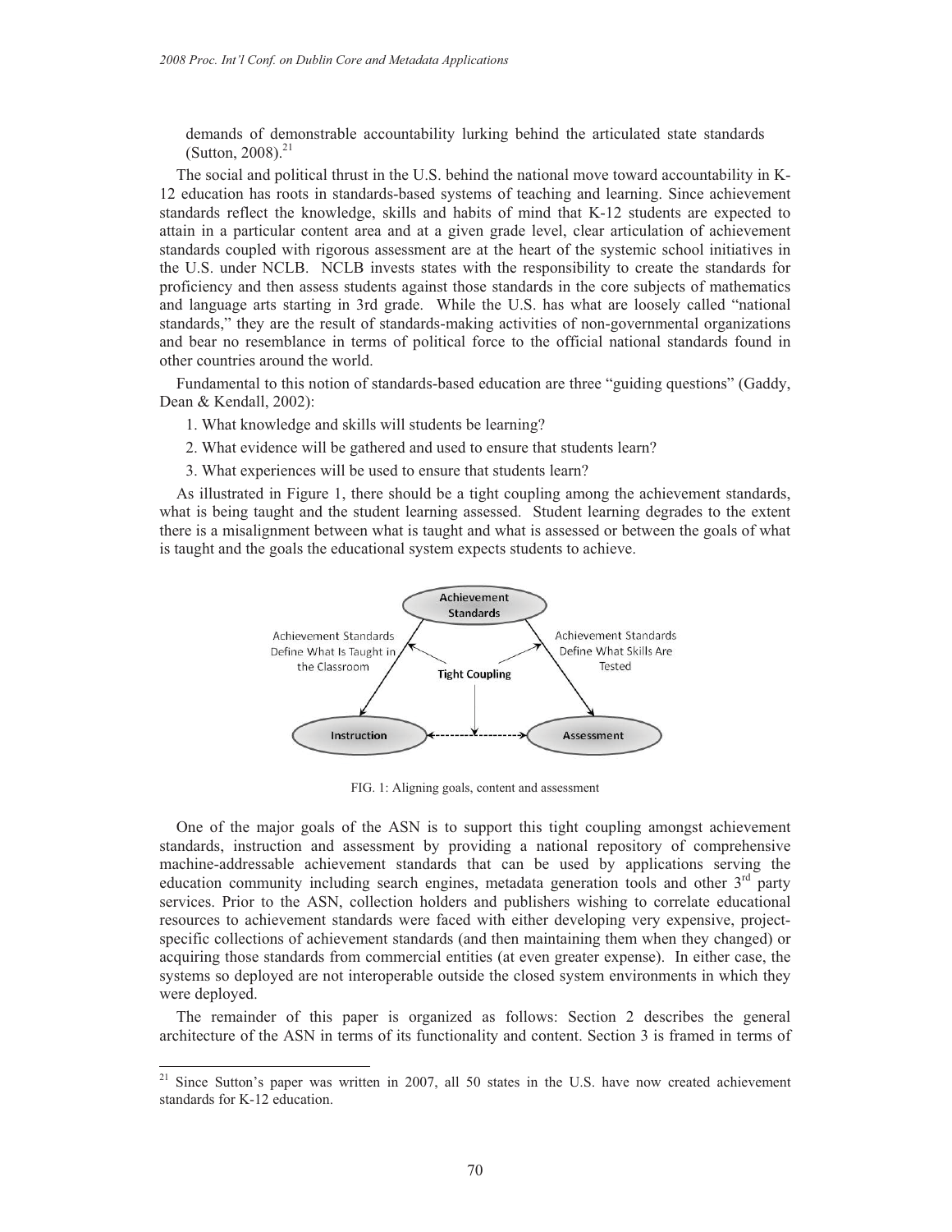demands of demonstrable accountability lurking behind the articulated state standards (Sutton, 2008).[21]

The social and political thrust in the U.S. behind the national move toward accountability in K-12 education has roots in standards-based systems of teaching and learning. Since achievement standards reflect the knowledge, skills and habits of mind that K-12 students are expected to attain in a particular content area and at a given grade level, clear articulation of achievement standards coupled with rigorous assessment are at the heart of the systemic school initiatives in the U.S. under NCLB. NCLB invests states with the responsibility to create the standards for proficiency and then assess students against those standards in the core subjects of mathematics and language arts starting in 3rd grade. While the U.S. has what are loosely called "national standards," they are the result of standards-making activities of non-governmental organizations and bear no resemblance in terms of political force to the official national standards found in other countries around the world.

Fundamental to this notion of standards-based education are three "guiding questions" (Gaddy, Dean & Kendall, 2002):

1. What knowledge and skills will students be learning?
2. What evidence will be gathered and used to ensure that students learn?
3. What experiences will be used to ensure that students learn?

As illustrated in Figure 1, there should be a tight coupling among the achievement standards, what is being taught and the student learning assessed. Student learning degrades to the extent there is a misalignment between what is taught and what is assessed or between the goals of what is taught and the goals the educational system expects students to achieve.

FIG. 1: Aligning goals, content and assessment

One of the major goals of the ASN is to support this tight coupling amongst achievement standards, instruction and assessment by providing a national repository of comprehensive machine-addressable achievement standards that can be used by applications serving the education community including search engines, metadata generation tools and other 3rd party services. Prior to the ASN, collection holders and publishers wishing to correlate educational resources to achievement standards were faced with either developing very expensive, project-specific collections of achievement standards (and then maintaining them when they changed) or acquiring those standards from commercial entities (at even greater expense). In either case, the systems so deployed are not interoperable outside the closed system environments in which they were deployed.

The remainder of this paper is organized as follows: Section 2 describes the general architecture of the ASN in terms of its functionality and content. Section 3 is framed in terms of

[21] Since Sutton's paper was written in 2007, all 50 states in the U.S. have now created achievement standards for K-12 education.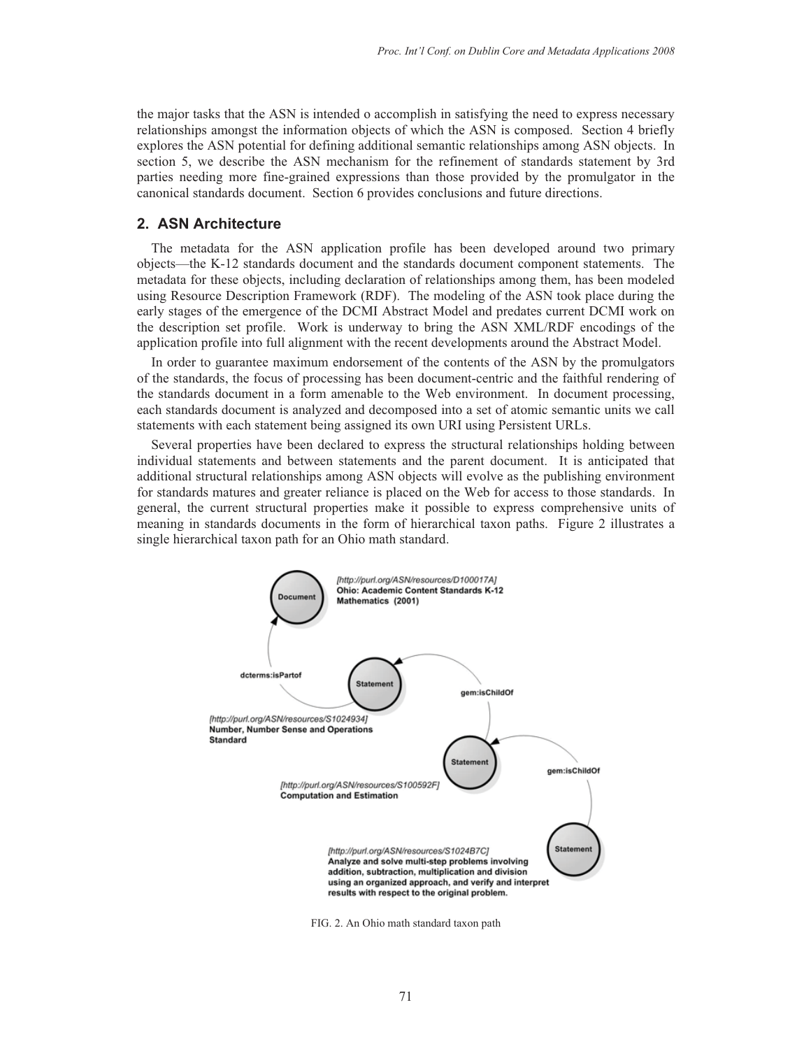the major tasks that the ASN is intended o accomplish in satisfying the need to express necessary relationships amongst the information objects of which the ASN is composed. Section 4 briefly explores the ASN potential for defining additional semantic relationships among ASN objects. In section 5, we describe the ASN mechanism for the refinement of standards statement by 3rd parties needing more fine-grained expressions than those provided by the promulgator in the canonical standards document. Section 6 provides conclusions and future directions.

## 2. ASN Architecture

The metadata for the ASN application profile has been developed around two primary objects—the K-12 standards document and the standards document component statements. The metadata for these objects, including declaration of relationships among them, has been modeled using Resource Description Framework (RDF). The modeling of the ASN took place during the early stages of the emergence of the DCMI Abstract Model and predates current DCMI work on the description set profile. Work is underway to bring the ASN XML/RDF encodings of the application profile into full alignment with the recent developments around the Abstract Model.

In order to guarantee maximum endorsement of the contents of the ASN by the promulgators of the standards, the focus of processing has been document-centric and the faithful rendering of the standards document in a form amenable to the Web environment. In document processing, each standards document is analyzed and decomposed into a set of atomic semantic units we call statements with each statement being assigned its own URI using Persistent URLs.

Several properties have been declared to express the structural relationships holding between individual statements and between statements and the parent document. It is anticipated that additional structural relationships among ASN objects will evolve as the publishing environment for standards matures and greater reliance is placed on the Web for access to those standards. In general, the current structural properties make it possible to express comprehensive units of meaning in standards documents in the form of hierarchical taxon paths. Figure 2 illustrates a single hierarchical taxon path for an Ohio math standard.

Document
[http://purl.org/ASN/resources/D100017A]
Ohio: Academic Content Standards K-12 Mathematics (2001)

dcterms:isPartof

Statement
[http://purl.org/ASN/resources/S1024934]
Number, Number Sense and Operations Standard

gem:isChildOf

Statement
[http://purl.org/ASN/resources/S100592F]
Computation and Estimation

gem:isChildOf

Statement
[http://purl.org/ASN/resources/S1024B7C]
Analyze and solve multi-step problems involving addition, subtraction, multiplication and division using an organized approach, and verify and interpret results with respect to the original problem.

FIG. 2. An Ohio math standard taxon path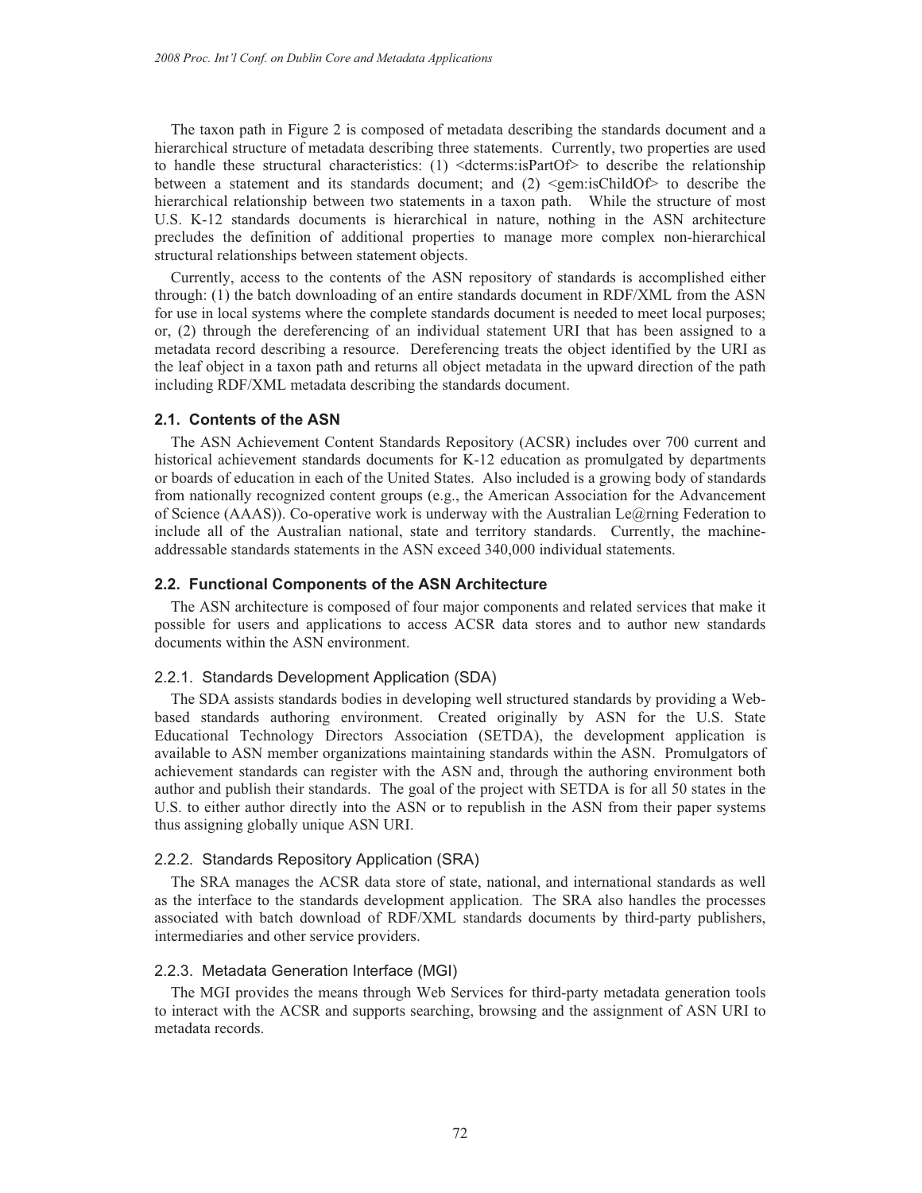The taxon path in Figure 2 is composed of metadata describing the standards document and a hierarchical structure of metadata describing three statements. Currently, two properties are used to handle these structural characteristics: (1) <dcterms:isPartOf> to describe the relationship between a statement and its standards document; and (2) <gem:isChildOf> to describe the hierarchical relationship between two statements in a taxon path. While the structure of most U.S. K-12 standards documents is hierarchical in nature, nothing in the ASN architecture precludes the definition of additional properties to manage more complex non-hierarchical structural relationships between statement objects.

Currently, access to the contents of the ASN repository of standards is accomplished either through: (1) the batch downloading of an entire standards document in RDF/XML from the ASN for use in local systems where the complete standards document is needed to meet local purposes; or, (2) through the dereferencing of an individual statement URI that has been assigned to a metadata record describing a resource. Dereferencing treats the object identified by the URI as the leaf object in a taxon path and returns all object metadata in the upward direction of the path including RDF/XML metadata describing the standards document.

### 2.1. Contents of the ASN

The ASN Achievement Content Standards Repository (ACSR) includes over 700 current and historical achievement standards documents for K-12 education as promulgated by departments or boards of education in each of the United States. Also included is a growing body of standards from nationally recognized content groups (e.g., the American Association for the Advancement of Science (AAAS)). Co-operative work is underway with the Australian Le@rning Federation to include all of the Australian national, state and territory standards. Currently, the machine-addressable standards statements in the ASN exceed 340,000 individual statements.

### 2.2. Functional Components of the ASN Architecture

The ASN architecture is composed of four major components and related services that make it possible for users and applications to access ACSR data stores and to author new standards documents within the ASN environment.

#### 2.2.1. Standards Development Application (SDA)

The SDA assists standards bodies in developing well structured standards by providing a Web-based standards authoring environment. Created originally by ASN for the U.S. State Educational Technology Directors Association (SETDA), the development application is available to ASN member organizations maintaining standards within the ASN. Promulgators of achievement standards can register with the ASN and, through the authoring environment both author and publish their standards. The goal of the project with SETDA is for all 50 states in the U.S. to either author directly into the ASN or to republish in the ASN from their paper systems thus assigning globally unique ASN URI.

#### 2.2.2. Standards Repository Application (SRA)

The SRA manages the ACSR data store of state, national, and international standards as well as the interface to the standards development application. The SRA also handles the processes associated with batch download of RDF/XML standards documents by third-party publishers, intermediaries and other service providers.

#### 2.2.3. Metadata Generation Interface (MGI)

The MGI provides the means through Web Services for third-party metadata generation tools to interact with the ACSR and supports searching, browsing and the assignment of ASN URI to metadata records.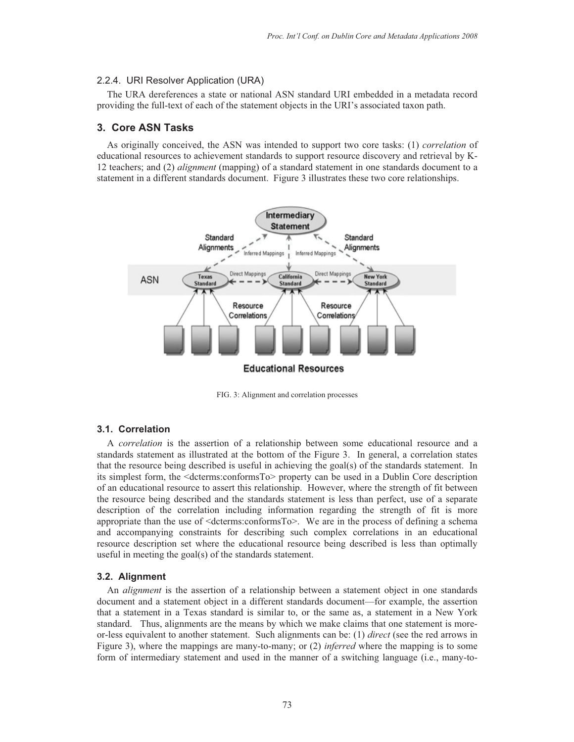#### 2.2.4. URI Resolver Application (URA)

The URA dereferences a state or national ASN standard URI embedded in a metadata record providing the full-text of each of the statement objects in the URI's associated taxon path.

## 3. Core ASN Tasks

As originally conceived, the ASN was intended to support two core tasks: (1) *correlation* of educational resources to achievement standards to support resource discovery and retrieval by K-12 teachers; and (2) *alignment* (mapping) of a standard statement in one standards document to a statement in a different standards document. Figure 3 illustrates these two core relationships.

FIG. 3: Alignment and correlation processes

### 3.1. Correlation

A *correlation* is the assertion of a relationship between some educational resource and a standards statement as illustrated at the bottom of the Figure 3. In general, a correlation states that the resource being described is useful in achieving the goal(s) of the standards statement. In its simplest form, the <dcterms:conformsTo> property can be used in a Dublin Core description of an educational resource to assert this relationship. However, where the strength of fit between the resource being described and the standards statement is less than perfect, use of a separate description of the correlation including information regarding the strength of fit is more appropriate than the use of <dcterms:conformsTo>. We are in the process of defining a schema and accompanying constraints for describing such complex correlations in an educational resource description set where the educational resource being described is less than optimally useful in meeting the goal(s) of the standards statement.

### 3.2. Alignment

An *alignment* is the assertion of a relationship between a statement object in one standards document and a statement object in a different standards document—for example, the assertion that a statement in a Texas standard is similar to, or the same as, a statement in a New York standard. Thus, alignments are the means by which we make claims that one statement is more-or-less equivalent to another statement. Such alignments can be: (1) *direct* (see the red arrows in Figure 3), where the mappings are many-to-many; or (2) *inferred* where the mapping is to some form of intermediary statement and used in the manner of a switching language (i.e., many-to-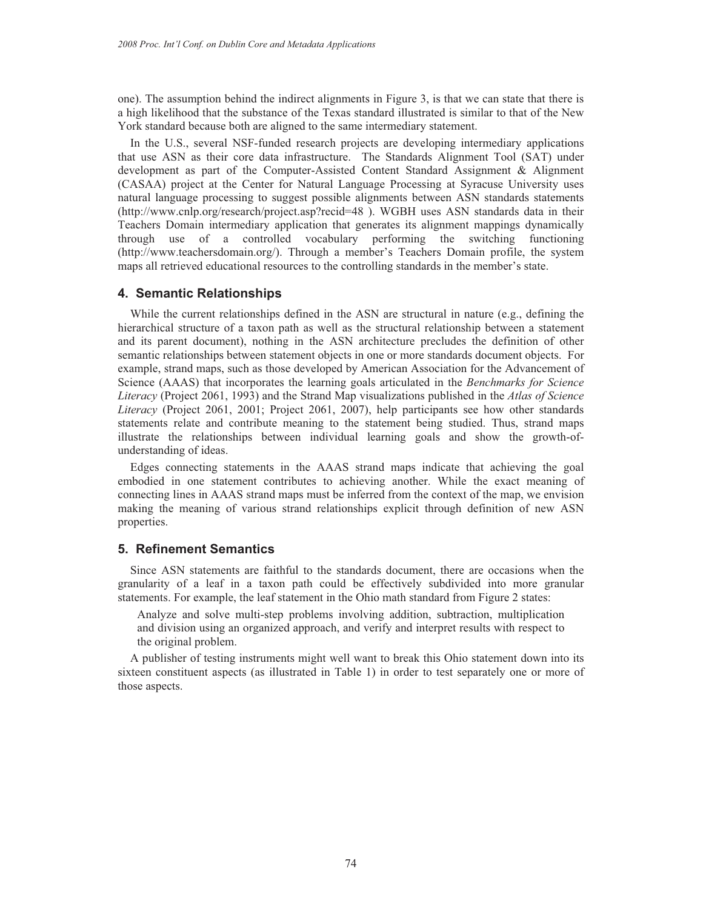one). The assumption behind the indirect alignments in Figure 3, is that we can state that there is a high likelihood that the substance of the Texas standard illustrated is similar to that of the New York standard because both are aligned to the same intermediary statement.

In the U.S., several NSF-funded research projects are developing intermediary applications that use ASN as their core data infrastructure. The Standards Alignment Tool (SAT) under development as part of the Computer-Assisted Content Standard Assignment & Alignment (CASAA) project at the Center for Natural Language Processing at Syracuse University uses natural language processing to suggest possible alignments between ASN standards statements (http://www.cnlp.org/research/project.asp?recid=48 ). WGBH uses ASN standards data in their Teachers Domain intermediary application that generates its alignment mappings dynamically through use of a controlled vocabulary performing the switching functioning (http://www.teachersdomain.org/). Through a member's Teachers Domain profile, the system maps all retrieved educational resources to the controlling standards in the member's state.

## 4. Semantic Relationships

While the current relationships defined in the ASN are structural in nature (e.g., defining the hierarchical structure of a taxon path as well as the structural relationship between a statement and its parent document), nothing in the ASN architecture precludes the definition of other semantic relationships between statement objects in one or more standards document objects. For example, strand maps, such as those developed by American Association for the Advancement of Science (AAAS) that incorporates the learning goals articulated in the *Benchmarks for Science Literacy* (Project 2061, 1993) and the Strand Map visualizations published in the *Atlas of Science Literacy* (Project 2061, 2001; Project 2061, 2007), help participants see how other standards statements relate and contribute meaning to the statement being studied. Thus, strand maps illustrate the relationships between individual learning goals and show the growth-of-understanding of ideas.

Edges connecting statements in the AAAS strand maps indicate that achieving the goal embodied in one statement contributes to achieving another. While the exact meaning of connecting lines in AAAS strand maps must be inferred from the context of the map, we envision making the meaning of various strand relationships explicit through definition of new ASN properties.

## 5. Refinement Semantics

Since ASN statements are faithful to the standards document, there are occasions when the granularity of a leaf in a taxon path could be effectively subdivided into more granular statements. For example, the leaf statement in the Ohio math standard from Figure 2 states:

> Analyze and solve multi-step problems involving addition, subtraction, multiplication and division using an organized approach, and verify and interpret results with respect to the original problem.

A publisher of testing instruments might well want to break this Ohio statement down into its sixteen constituent aspects (as illustrated in Table 1) in order to test separately one or more of those aspects.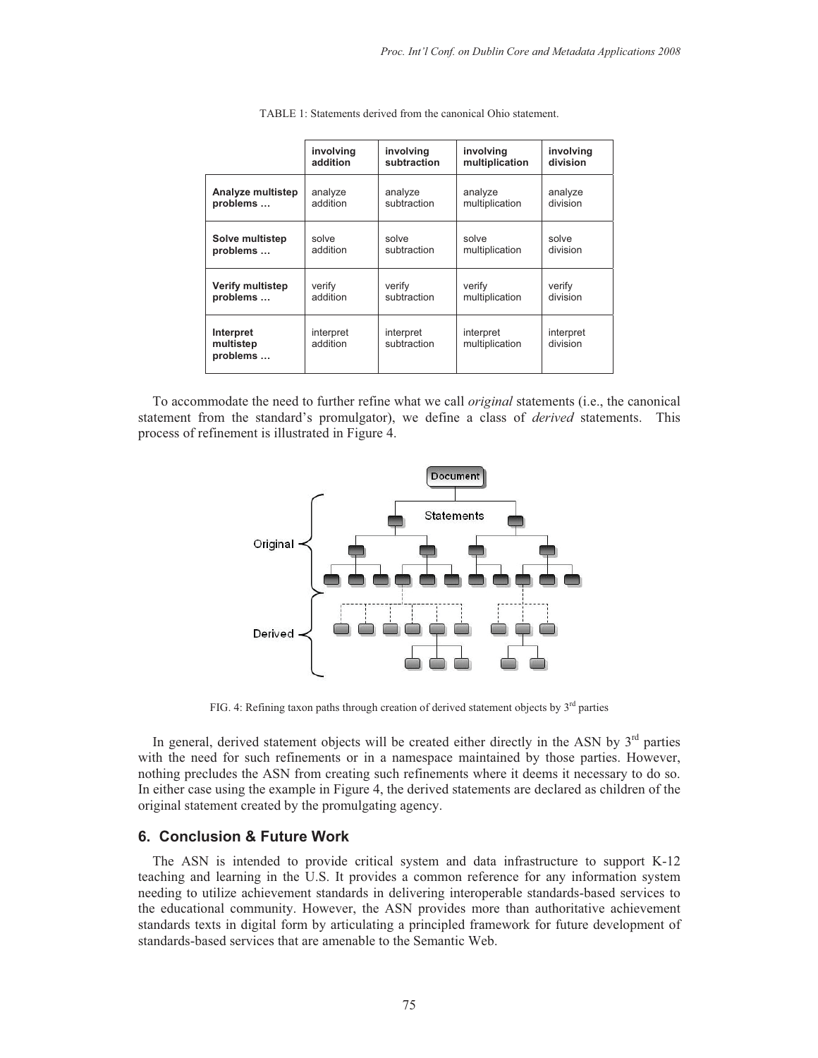TABLE 1: Statements derived from the canonical Ohio statement.

| | **involving addition** | **involving subtraction** | **involving multiplication** | **involving division** |
|---|---|---|---|---|
| **Analyze multistep problems …** | analyze addition | analyze subtraction | analyze multiplication | analyze division |
| **Solve multistep problems …** | solve addition | solve subtraction | solve multiplication | solve division |
| **Verify multistep problems …** | verify addition | verify subtraction | verify multiplication | verify division |
| **Interpret multistep problems …** | interpret addition | interpret subtraction | interpret multiplication | interpret division |

To accommodate the need to further refine what we call *original* statements (i.e., the canonical statement from the standard's promulgator), we define a class of *derived* statements. This process of refinement is illustrated in Figure 4.

FIG. 4: Refining taxon paths through creation of derived statement objects by 3rd parties

In general, derived statement objects will be created either directly in the ASN by 3rd parties with the need for such refinements or in a namespace maintained by those parties. However, nothing precludes the ASN from creating such refinements where it deems it necessary to do so. In either case using the example in Figure 4, the derived statements are declared as children of the original statement created by the promulgating agency.

## 6. Conclusion & Future Work

The ASN is intended to provide critical system and data infrastructure to support K-12 teaching and learning in the U.S. It provides a common reference for any information system needing to utilize achievement standards in delivering interoperable standards-based services to the educational community. However, the ASN provides more than authoritative achievement standards texts in digital form by articulating a principled framework for future development of standards-based services that are amenable to the Semantic Web.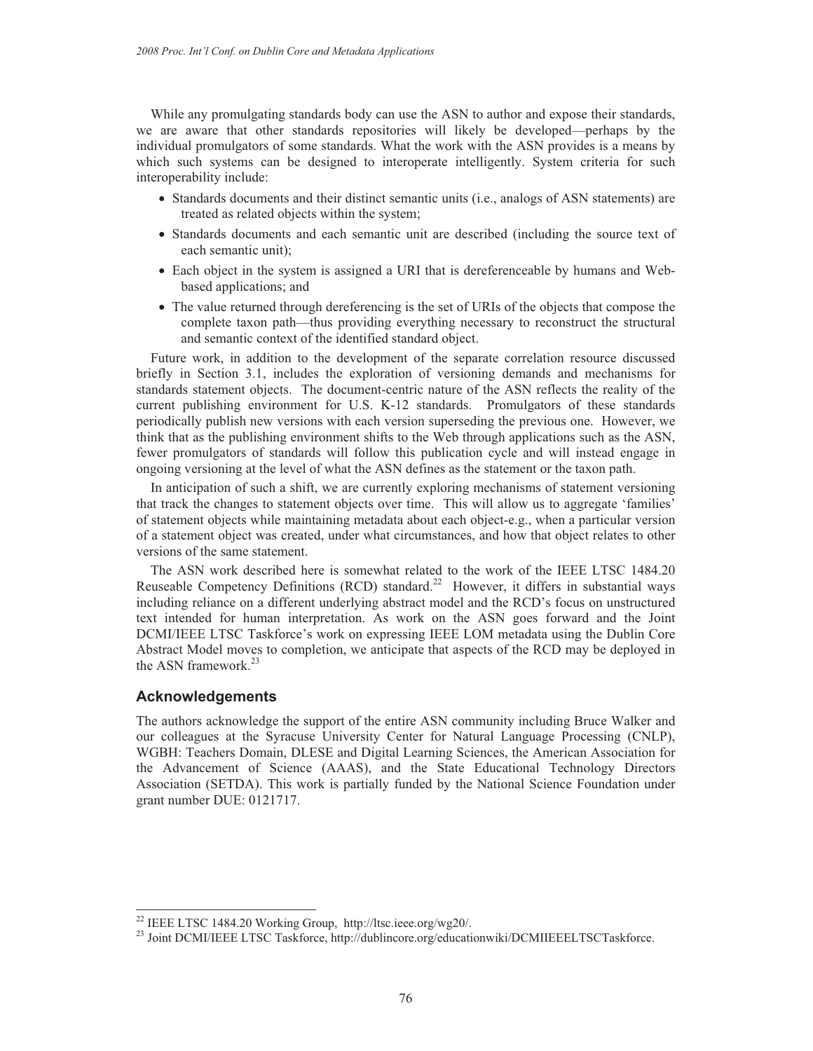While any promulgating standards body can use the ASN to author and expose their standards, we are aware that other standards repositories will likely be developed—perhaps by the individual promulgators of some standards. What the work with the ASN provides is a means by which such systems can be designed to interoperate intelligently. System criteria for such interoperability include:

- Standards documents and their distinct semantic units (i.e., analogs of ASN statements) are treated as related objects within the system;
- Standards documents and each semantic unit are described (including the source text of each semantic unit);
- Each object in the system is assigned a URI that is dereferenceable by humans and Web-based applications; and
- The value returned through dereferencing is the set of URIs of the objects that compose the complete taxon path—thus providing everything necessary to reconstruct the structural and semantic context of the identified standard object.

Future work, in addition to the development of the separate correlation resource discussed briefly in Section 3.1, includes the exploration of versioning demands and mechanisms for standards statement objects. The document-centric nature of the ASN reflects the reality of the current publishing environment for U.S. K-12 standards. Promulgators of these standards periodically publish new versions with each version superseding the previous one. However, we think that as the publishing environment shifts to the Web through applications such as the ASN, fewer promulgators of standards will follow this publication cycle and will instead engage in ongoing versioning at the level of what the ASN defines as the statement or the taxon path.

In anticipation of such a shift, we are currently exploring mechanisms of statement versioning that track the changes to statement objects over time. This will allow us to aggregate 'families' of statement objects while maintaining metadata about each object-e.g., when a particular version of a statement object was created, under what circumstances, and how that object relates to other versions of the same statement.

The ASN work described here is somewhat related to the work of the IEEE LTSC 1484.20 Reuseable Competency Definitions (RCD) standard.[22] However, it differs in substantial ways including reliance on a different underlying abstract model and the RCD's focus on unstructured text intended for human interpretation. As work on the ASN goes forward and the Joint DCMI/IEEE LTSC Taskforce's work on expressing IEEE LOM metadata using the Dublin Core Abstract Model moves to completion, we anticipate that aspects of the RCD may be deployed in the ASN framework.[23]

## Acknowledgements

The authors acknowledge the support of the entire ASN community including Bruce Walker and our colleagues at the Syracuse University Center for Natural Language Processing (CNLP), WGBH: Teachers Domain, DLESE and Digital Learning Sciences, the American Association for the Advancement of Science (AAAS), and the State Educational Technology Directors Association (SETDA). This work is partially funded by the National Science Foundation under grant number DUE: 0121717.

---

[22] IEEE LTSC 1484.20 Working Group, http://ltsc.ieee.org/wg20/.

[23] Joint DCMI/IEEE LTSC Taskforce, http://dublincore.org/educationwiki/DCMIIEEELTSCTaskforce.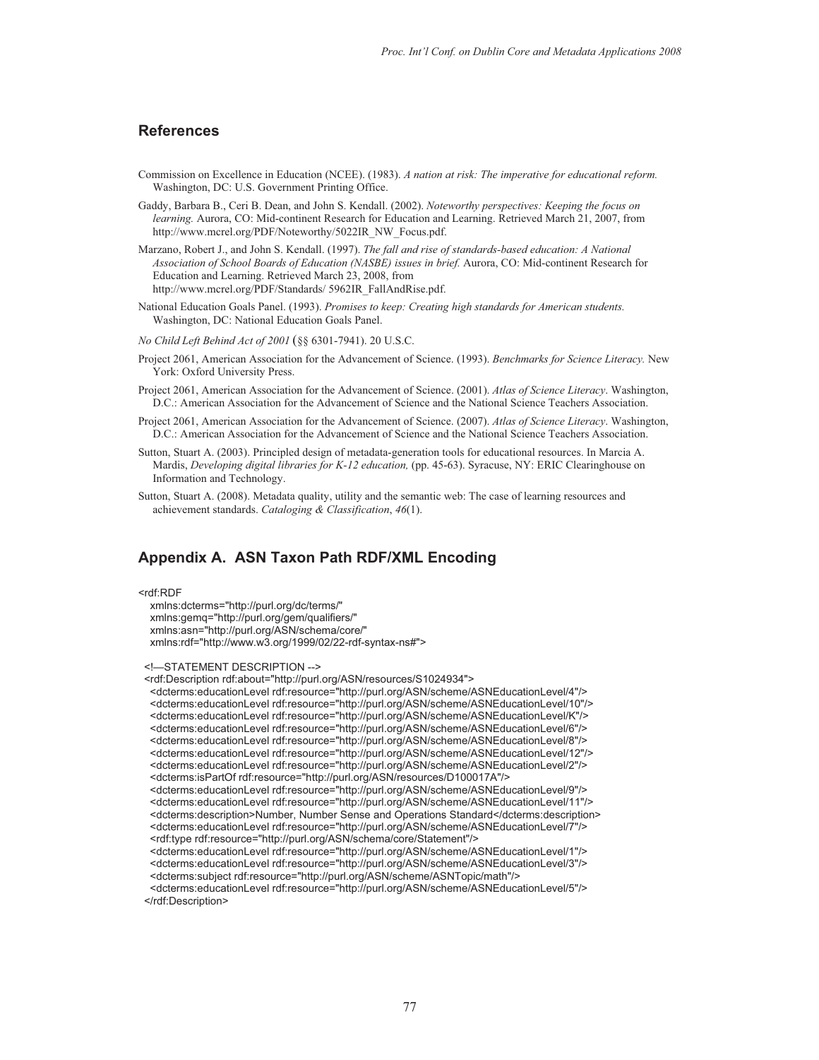## References

Commission on Excellence in Education (NCEE). (1983). *A nation at risk: The imperative for educational reform.* Washington, DC: U.S. Government Printing Office.

Gaddy, Barbara B., Ceri B. Dean, and John S. Kendall. (2002). *Noteworthy perspectives: Keeping the focus on learning.* Aurora, CO: Mid-continent Research for Education and Learning. Retrieved March 21, 2007, from http://www.mcrel.org/PDF/Noteworthy/5022IR_NW_Focus.pdf.

Marzano, Robert J., and John S. Kendall. (1997). *The fall and rise of standards-based education: A National Association of School Boards of Education (NASBE) issues in brief.* Aurora, CO: Mid-continent Research for Education and Learning. Retrieved March 23, 2008, from http://www.mcrel.org/PDF/Standards/ 5962IR_FallAndRise.pdf.

National Education Goals Panel. (1993). *Promises to keep: Creating high standards for American students.* Washington, DC: National Education Goals Panel.

*No Child Left Behind Act of 2001* (§§ 6301-7941). 20 U.S.C.

Project 2061, American Association for the Advancement of Science. (1993). *Benchmarks for Science Literacy.* New York: Oxford University Press.

Project 2061, American Association for the Advancement of Science. (2001). *Atlas of Science Literacy*. Washington, D.C.: American Association for the Advancement of Science and the National Science Teachers Association.

Project 2061, American Association for the Advancement of Science. (2007). *Atlas of Science Literacy*. Washington, D.C.: American Association for the Advancement of Science and the National Science Teachers Association.

Sutton, Stuart A. (2003). Principled design of metadata-generation tools for educational resources. In Marcia A. Mardis, *Developing digital libraries for K-12 education,* (pp. 45-63). Syracuse, NY: ERIC Clearinghouse on Information and Technology.

Sutton, Stuart A. (2008). Metadata quality, utility and the semantic web: The case of learning resources and achievement standards. *Cataloging & Classification*, *46*(1).

## Appendix A. ASN Taxon Path RDF/XML Encoding

```
<rdf:RDF
   xmlns:dcterms="http://purl.org/dc/terms/"
   xmlns:gemq="http://purl.org/gem/qualifiers/"
   xmlns:asn="http://purl.org/ASN/schema/core/"
   xmlns:rdf="http://www.w3.org/1999/02/22-rdf-syntax-ns#">

  <!—STATEMENT DESCRIPTION -->
  <rdf:Description rdf:about="http://purl.org/ASN/resources/S1024934">
   <dcterms:educationLevel rdf:resource="http://purl.org/ASN/scheme/ASNEducationLevel/4"/>
   <dcterms:educationLevel rdf:resource="http://purl.org/ASN/scheme/ASNEducationLevel/10"/>
   <dcterms:educationLevel rdf:resource="http://purl.org/ASN/scheme/ASNEducationLevel/K"/>
   <dcterms:educationLevel rdf:resource="http://purl.org/ASN/scheme/ASNEducationLevel/6"/>
   <dcterms:educationLevel rdf:resource="http://purl.org/ASN/scheme/ASNEducationLevel/8"/>
   <dcterms:educationLevel rdf:resource="http://purl.org/ASN/scheme/ASNEducationLevel/12"/>
   <dcterms:educationLevel rdf:resource="http://purl.org/ASN/scheme/ASNEducationLevel/2"/>
   <dcterms:isPartOf rdf:resource="http://purl.org/ASN/resources/D100017A"/>
   <dcterms:educationLevel rdf:resource="http://purl.org/ASN/scheme/ASNEducationLevel/9"/>
   <dcterms:educationLevel rdf:resource="http://purl.org/ASN/scheme/ASNEducationLevel/11"/>
   <dcterms:description>Number, Number Sense and Operations Standard</dcterms:description>
   <dcterms:educationLevel rdf:resource="http://purl.org/ASN/scheme/ASNEducationLevel/7"/>
   <rdf:type rdf:resource="http://purl.org/ASN/schema/core/Statement"/>
   <dcterms:educationLevel rdf:resource="http://purl.org/ASN/scheme/ASNEducationLevel/1"/>
   <dcterms:educationLevel rdf:resource="http://purl.org/ASN/scheme/ASNEducationLevel/3"/>
   <dcterms:subject rdf:resource="http://purl.org/ASN/scheme/ASNTopic/math"/>
   <dcterms:educationLevel rdf:resource="http://purl.org/ASN/scheme/ASNEducationLevel/5"/>
  </rdf:Description>
```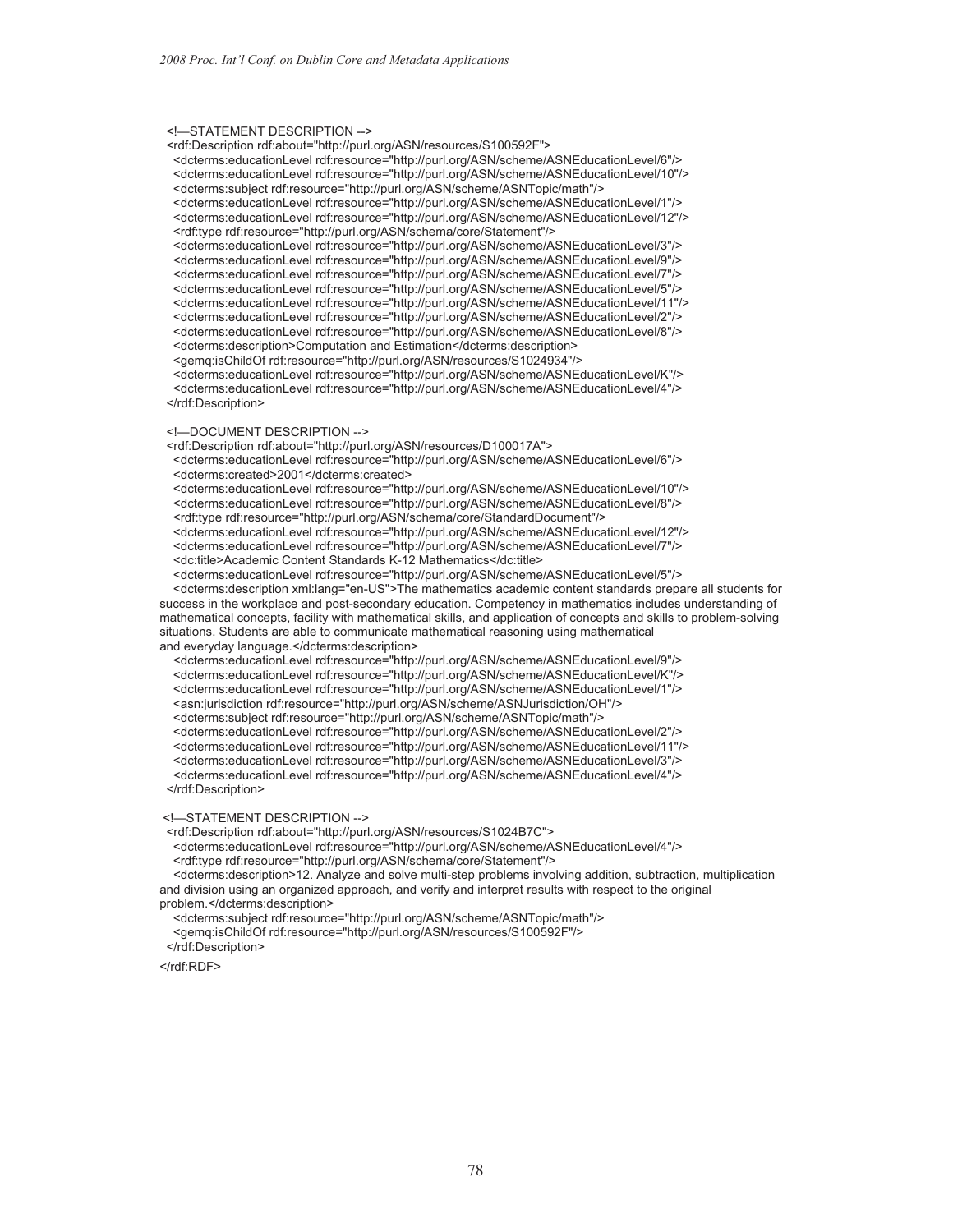```
  <!—STATEMENT DESCRIPTION -->
  <rdf:Description rdf:about="http://purl.org/ASN/resources/S100592F">
    <dcterms:educationLevel rdf:resource="http://purl.org/ASN/scheme/ASNEducationLevel/6"/>
    <dcterms:educationLevel rdf:resource="http://purl.org/ASN/scheme/ASNEducationLevel/10"/>
    <dcterms:subject rdf:resource="http://purl.org/ASN/scheme/ASNTopic/math"/>
    <dcterms:educationLevel rdf:resource="http://purl.org/ASN/scheme/ASNEducationLevel/1"/>
    <dcterms:educationLevel rdf:resource="http://purl.org/ASN/scheme/ASNEducationLevel/12"/>
    <rdf:type rdf:resource="http://purl.org/ASN/schema/core/Statement"/>
    <dcterms:educationLevel rdf:resource="http://purl.org/ASN/scheme/ASNEducationLevel/3"/>
    <dcterms:educationLevel rdf:resource="http://purl.org/ASN/scheme/ASNEducationLevel/9"/>
    <dcterms:educationLevel rdf:resource="http://purl.org/ASN/scheme/ASNEducationLevel/7"/>
    <dcterms:educationLevel rdf:resource="http://purl.org/ASN/scheme/ASNEducationLevel/5"/>
    <dcterms:educationLevel rdf:resource="http://purl.org/ASN/scheme/ASNEducationLevel/11"/>
    <dcterms:educationLevel rdf:resource="http://purl.org/ASN/scheme/ASNEducationLevel/2"/>
    <dcterms:educationLevel rdf:resource="http://purl.org/ASN/scheme/ASNEducationLevel/8"/>
    <dcterms:description>Computation and Estimation</dcterms:description>
    <gemq:isChildOf rdf:resource="http://purl.org/ASN/resources/S1024934"/>
    <dcterms:educationLevel rdf:resource="http://purl.org/ASN/scheme/ASNEducationLevel/K"/>
    <dcterms:educationLevel rdf:resource="http://purl.org/ASN/scheme/ASNEducationLevel/4"/>
  </rdf:Description>

  <!—DOCUMENT DESCRIPTION -->
  <rdf:Description rdf:about="http://purl.org/ASN/resources/D100017A">
    <dcterms:educationLevel rdf:resource="http://purl.org/ASN/scheme/ASNEducationLevel/6"/>
    <dcterms:created>2001</dcterms:created>
    <dcterms:educationLevel rdf:resource="http://purl.org/ASN/scheme/ASNEducationLevel/10"/>
    <dcterms:educationLevel rdf:resource="http://purl.org/ASN/scheme/ASNEducationLevel/8"/>
    <rdf:type rdf:resource="http://purl.org/ASN/schema/core/StandardDocument"/>
    <dcterms:educationLevel rdf:resource="http://purl.org/ASN/scheme/ASNEducationLevel/12"/>
    <dcterms:educationLevel rdf:resource="http://purl.org/ASN/scheme/ASNEducationLevel/7"/>
    <dc:title>Academic Content Standards K-12 Mathematics</dc:title>
    <dcterms:educationLevel rdf:resource="http://purl.org/ASN/scheme/ASNEducationLevel/5"/>
    <dcterms:description xml:lang="en-US">The mathematics academic content standards prepare all students for
success in the workplace and post-secondary education. Competency in mathematics includes understanding of
mathematical concepts, facility with mathematical skills, and application of concepts and skills to problem-solving
situations. Students are able to communicate mathematical reasoning using mathematical
and everyday language.</dcterms:description>
    <dcterms:educationLevel rdf:resource="http://purl.org/ASN/scheme/ASNEducationLevel/9"/>
    <dcterms:educationLevel rdf:resource="http://purl.org/ASN/scheme/ASNEducationLevel/K"/>
    <dcterms:educationLevel rdf:resource="http://purl.org/ASN/scheme/ASNEducationLevel/1"/>
    <asn:jurisdiction rdf:resource="http://purl.org/ASN/scheme/ASNJurisdiction/OH"/>
    <dcterms:subject rdf:resource="http://purl.org/ASN/scheme/ASNTopic/math"/>
    <dcterms:educationLevel rdf:resource="http://purl.org/ASN/scheme/ASNEducationLevel/2"/>
    <dcterms:educationLevel rdf:resource="http://purl.org/ASN/scheme/ASNEducationLevel/11"/>
    <dcterms:educationLevel rdf:resource="http://purl.org/ASN/scheme/ASNEducationLevel/3"/>
    <dcterms:educationLevel rdf:resource="http://purl.org/ASN/scheme/ASNEducationLevel/4"/>
  </rdf:Description>

  <!—STATEMENT DESCRIPTION -->
  <rdf:Description rdf:about="http://purl.org/ASN/resources/S1024B7C">
    <dcterms:educationLevel rdf:resource="http://purl.org/ASN/scheme/ASNEducationLevel/4"/>
    <rdf:type rdf:resource="http://purl.org/ASN/schema/core/Statement"/>
    <dcterms:description>12. Analyze and solve multi-step problems involving addition, subtraction, multiplication
and division using an organized approach, and verify and interpret results with respect to the original
problem.</dcterms:description>
    <dcterms:subject rdf:resource="http://purl.org/ASN/scheme/ASNTopic/math"/>
    <gemq:isChildOf rdf:resource="http://purl.org/ASN/resources/S100592F"/>
  </rdf:Description>

</rdf:RDF>
```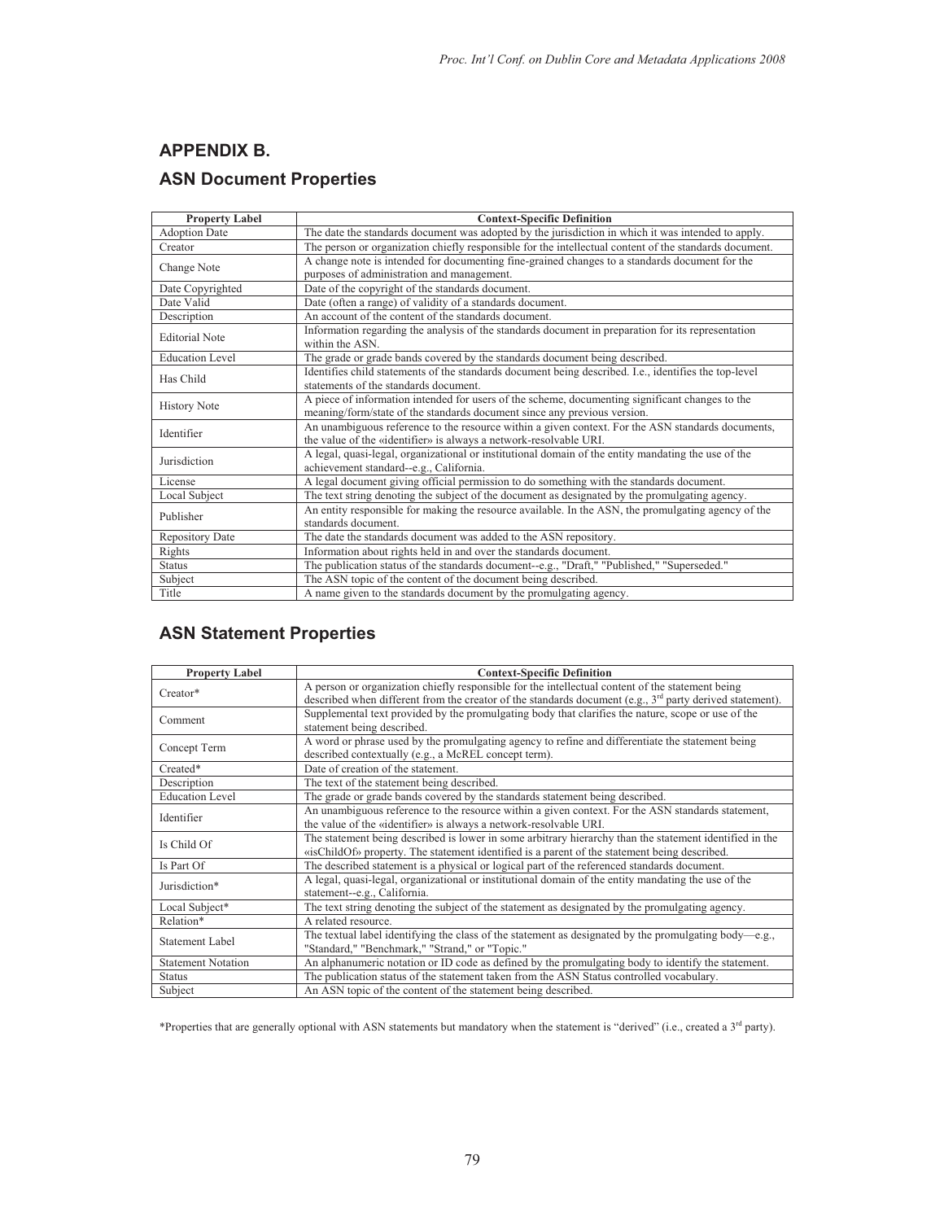## APPENDIX B.

## ASN Document Properties

| Property Label | Context-Specific Definition |
|---|---|
| Adoption Date | The date the standards document was adopted by the jurisdiction in which it was intended to apply. |
| Creator | The person or organization chiefly responsible for the intellectual content of the standards document. |
| Change Note | A change note is intended for documenting fine-grained changes to a standards document for the purposes of administration and management. |
| Date Copyrighted | Date of the copyright of the standards document. |
| Date Valid | Date (often a range) of validity of a standards document. |
| Description | An account of the content of the standards document. |
| Editorial Note | Information regarding the analysis of the standards document in preparation for its representation within the ASN. |
| Education Level | The grade or grade bands covered by the standards document being described. |
| Has Child | Identifies child statements of the standards document being described. I.e., identifies the top-level statements of the standards document. |
| History Note | A piece of information intended for users of the scheme, documenting significant changes to the meaning/form/state of the standards document since any previous version. |
| Identifier | An unambiguous reference to the resource within a given context. For the ASN standards documents, the value of the «identifier» is always a network-resolvable URI. |
| Jurisdiction | A legal, quasi-legal, organizational or institutional domain of the entity mandating the use of the achievement standard--e.g., California. |
| License | A legal document giving official permission to do something with the standards document. |
| Local Subject | The text string denoting the subject of the document as designated by the promulgating agency. |
| Publisher | An entity responsible for making the resource available. In the ASN, the promulgating agency of the standards document. |
| Repository Date | The date the standards document was added to the ASN repository. |
| Rights | Information about rights held in and over the standards document. |
| Status | The publication status of the standards document--e.g., "Draft," "Published," "Superseded." |
| Subject | The ASN topic of the content of the document being described. |
| Title | A name given to the standards document by the promulgating agency. |

## ASN Statement Properties

| Property Label | Context-Specific Definition |
|---|---|
| Creator* | A person or organization chiefly responsible for the intellectual content of the statement being described when different from the creator of the standards document (e.g., 3rd party derived statement). |
| Comment | Supplemental text provided by the promulgating body that clarifies the nature, scope or use of the statement being described. |
| Concept Term | A word or phrase used by the promulgating agency to refine and differentiate the statement being described contextually (e.g., a McREL concept term). |
| Created* | Date of creation of the statement. |
| Description | The text of the statement being described. |
| Education Level | The grade or grade bands covered by the standards statement being described. |
| Identifier | An unambiguous reference to the resource within a given context. For the ASN standards statement, the value of the «identifier» is always a network-resolvable URI. |
| Is Child Of | The statement being described is lower in some arbitrary hierarchy than the statement identified in the «isChildOf» property. The statement identified is a parent of the statement being described. |
| Is Part Of | The described statement is a physical or logical part of the referenced standards document. |
| Jurisdiction* | A legal, quasi-legal, organizational or institutional domain of the entity mandating the use of the statement--e.g., California. |
| Local Subject* | The text string denoting the subject of the statement as designated by the promulgating agency. |
| Relation* | A related resource. |
| Statement Label | The textual label identifying the class of the statement as designated by the promulgating body—e.g., "Standard," "Benchmark," "Strand," or "Topic." |
| Statement Notation | An alphanumeric notation or ID code as defined by the promulgating body to identify the statement. |
| Status | The publication status of the statement taken from the ASN Status controlled vocabulary. |
| Subject | An ASN topic of the content of the statement being described. |

*Properties that are generally optional with ASN statements but mandatory when the statement is "derived" (i.e., created a 3rd party).